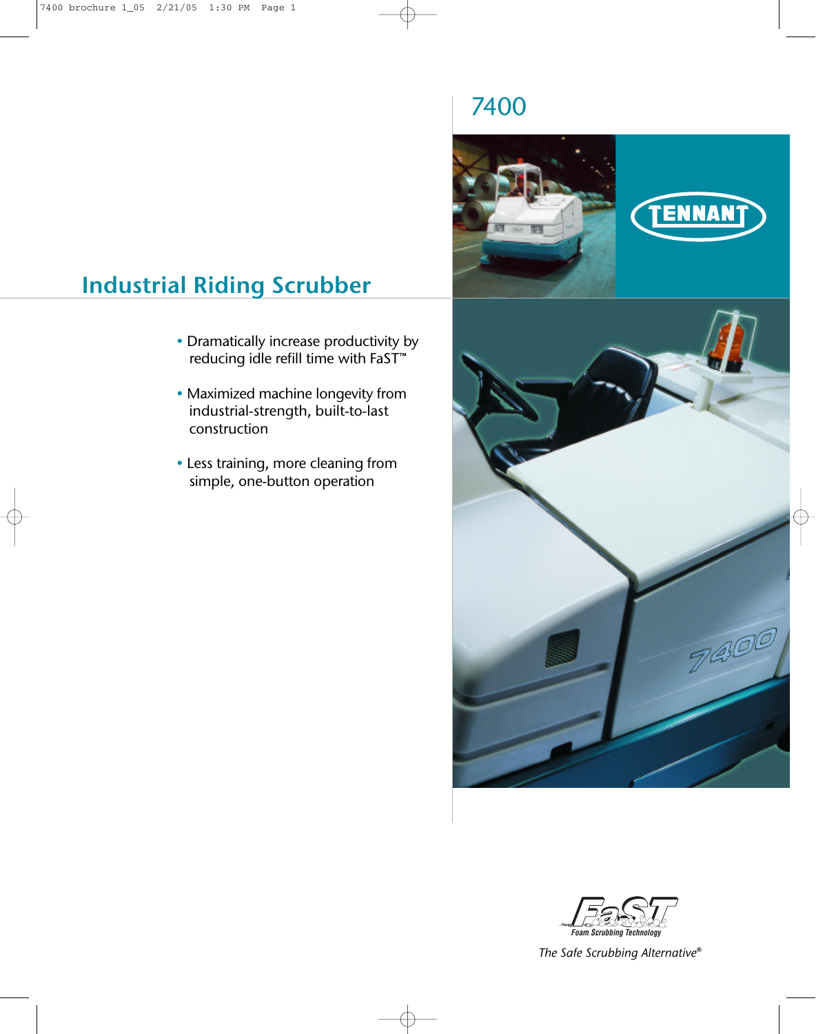# 7400

## Industrial Riding Scrubber

- Dramatically increase productivity by reducing idle refill time with FaST™
- Maximized machine longevity from industrial-strength, built-to-last construction
- Less training, more cleaning from simple, one-button operation

FaST Foam Scrubbing Technology

*The Safe Scrubbing Alternative®*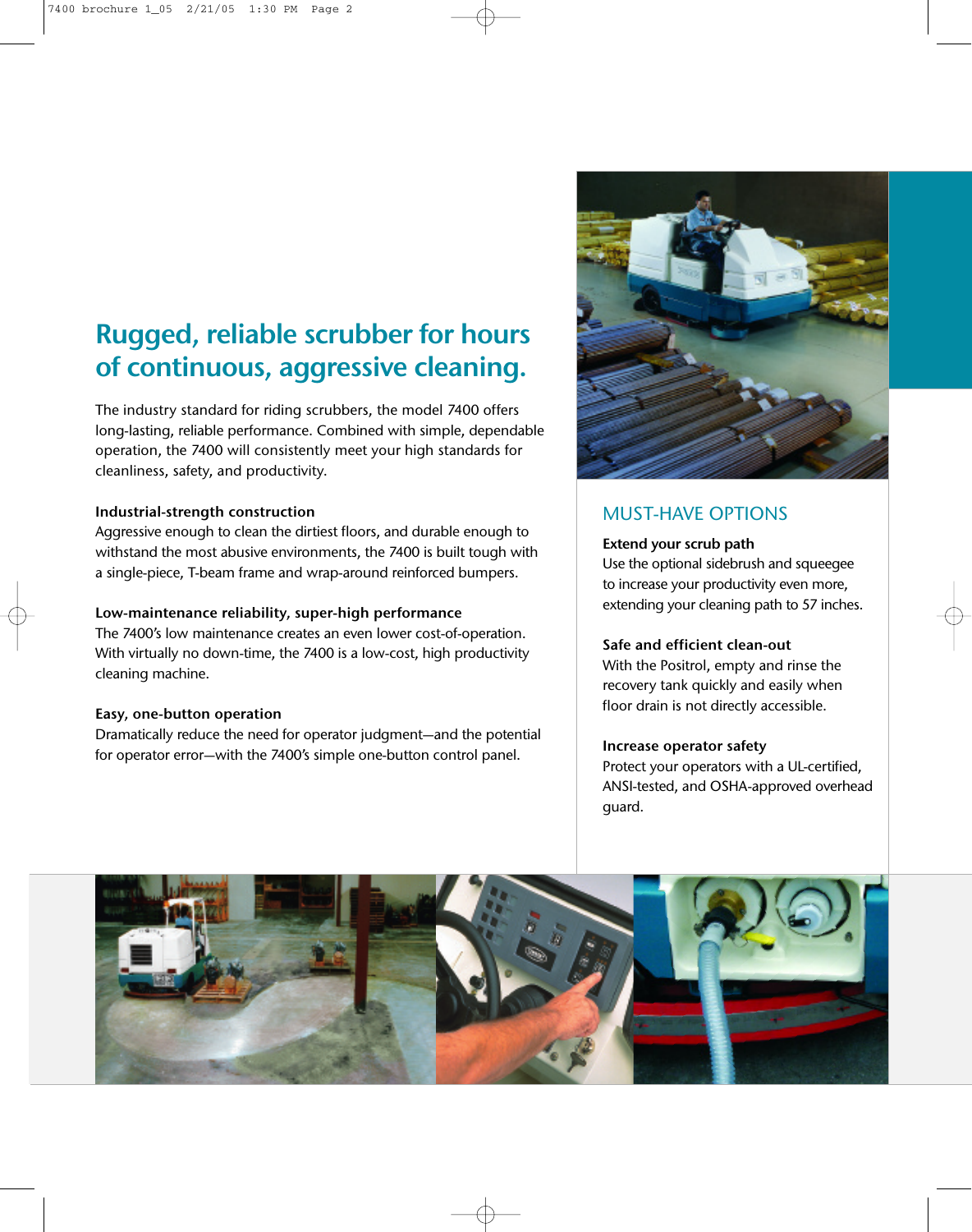# Rugged, reliable scrubber for hours of continuous, aggressive cleaning.

The industry standard for riding scrubbers, the model 7400 offers long-lasting, reliable performance. Combined with simple, dependable operation, the 7400 will consistently meet your high standards for cleanliness, safety, and productivity.

**Industrial-strength construction**
Aggressive enough to clean the dirtiest floors, and durable enough to withstand the most abusive environments, the 7400 is built tough with a single-piece, T-beam frame and wrap-around reinforced bumpers.

**Low-maintenance reliability, super-high performance**
The 7400's low maintenance creates an even lower cost-of-operation. With virtually no down-time, the 7400 is a low-cost, high productivity cleaning machine.

**Easy, one-button operation**
Dramatically reduce the need for operator judgment—and the potential for operator error—with the 7400's simple one-button control panel.

## MUST-HAVE OPTIONS

**Extend your scrub path**
Use the optional sidebrush and squeegee to increase your productivity even more, extending your cleaning path to 57 inches.

**Safe and efficient clean-out**
With the Positrol, empty and rinse the recovery tank quickly and easily when floor drain is not directly accessible.

**Increase operator safety**
Protect your operators with a UL-certified, ANSI-tested, and OSHA-approved overhead guard.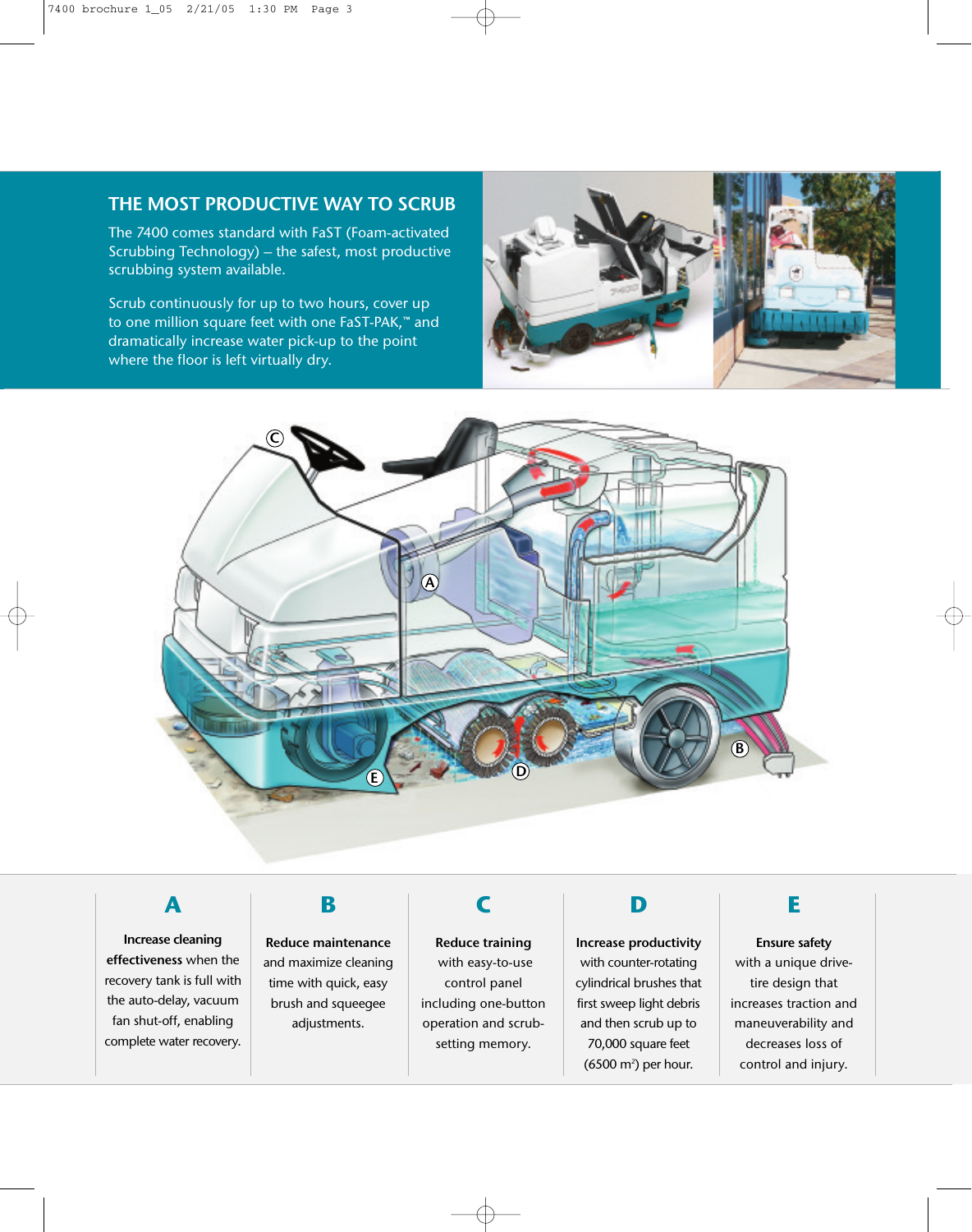## THE MOST PRODUCTIVE WAY TO SCRUB

The 7400 comes standard with FaST (Foam-activated Scrubbing Technology) – the safest, most productive scrubbing system available.

Scrub continuously for up to two hours, cover up to one million square feet with one FaST-PAK,™ and dramatically increase water pick-up to the point where the floor is left virtually dry.

### A

**Increase cleaning effectiveness** when the recovery tank is full with the auto-delay, vacuum fan shut-off, enabling complete water recovery.

### B

**Reduce maintenance** and maximize cleaning time with quick, easy brush and squeegee adjustments.

### C

**Reduce training** with easy-to-use control panel including one-button operation and scrub-setting memory.

### D

**Increase productivity** with counter-rotating cylindrical brushes that first sweep light debris and then scrub up to 70,000 square feet (6500 m²) per hour.

### E

**Ensure safety** with a unique drive-tire design that increases traction and maneuverability and decreases loss of control and injury.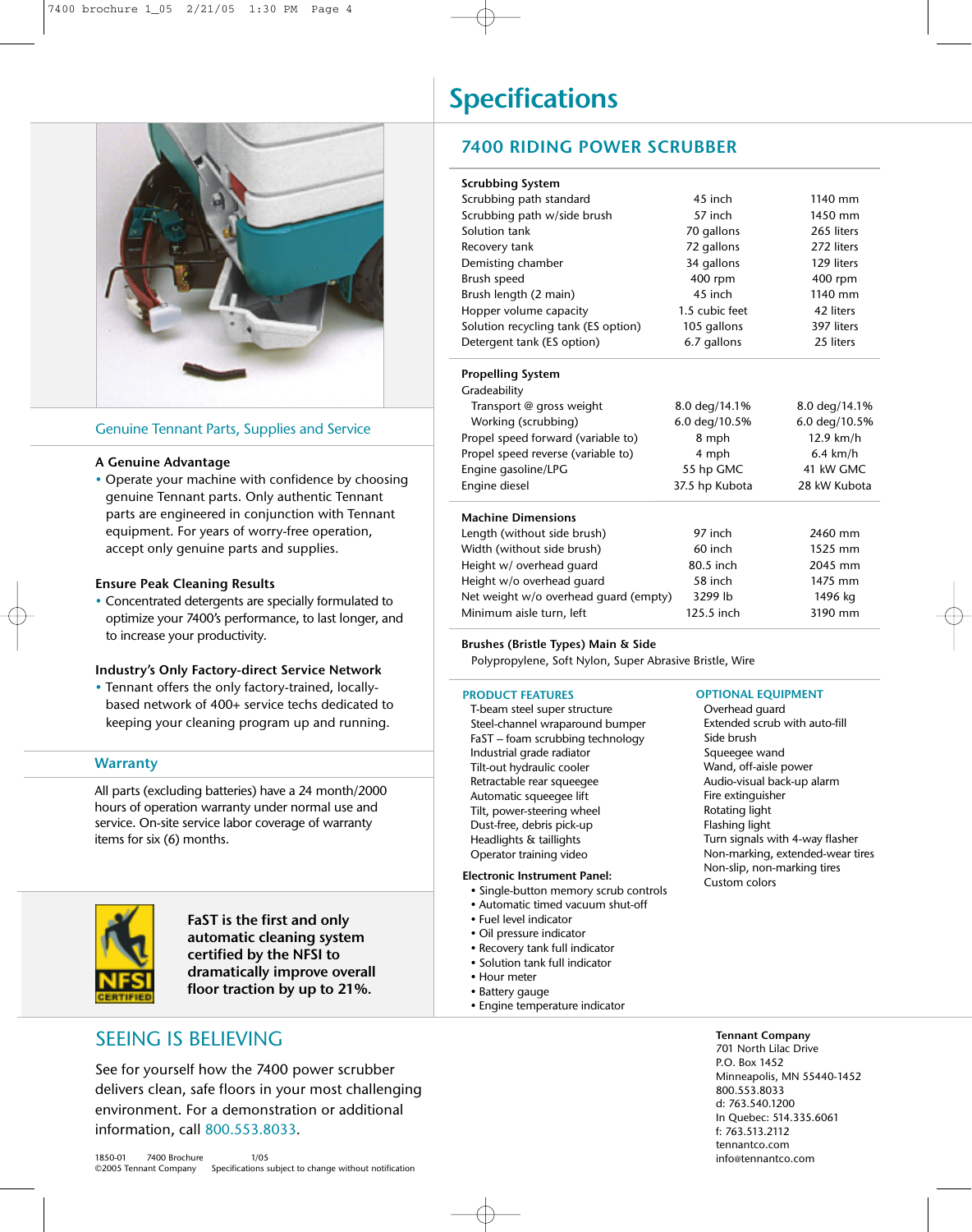## Genuine Tennant Parts, Supplies and Service

**A Genuine Advantage**

- Operate your machine with confidence by choosing genuine Tennant parts. Only authentic Tennant parts are engineered in conjunction with Tennant equipment. For years of worry-free operation, accept only genuine parts and supplies.

**Ensure Peak Cleaning Results**

- Concentrated detergents are specially formulated to optimize your 7400's performance, to last longer, and to increase your productivity.

**Industry's Only Factory-direct Service Network**

- Tennant offers the only factory-trained, locally-based network of 400+ service techs dedicated to keeping your cleaning program up and running.

## Warranty

All parts (excluding batteries) have a 24 month/2000 hours of operation warranty under normal use and service. On-site service labor coverage of warranty items for six (6) months.

NFSI CERTIFIED

**FaST is the first and only automatic cleaning system certified by the NFSI to dramatically improve overall floor traction by up to 21%.**

# Specifications

## 7400 RIDING POWER SCRUBBER

| | | |
|---|---|---|
| **Scrubbing System** | | |
| Scrubbing path standard | 45 inch | 1140 mm |
| Scrubbing path w/side brush | 57 inch | 1450 mm |
| Solution tank | 70 gallons | 265 liters |
| Recovery tank | 72 gallons | 272 liters |
| Demisting chamber | 34 gallons | 129 liters |
| Brush speed | 400 rpm | 400 rpm |
| Brush length (2 main) | 45 inch | 1140 mm |
| Hopper volume capacity | 1.5 cubic feet | 42 liters |
| Solution recycling tank (ES option) | 105 gallons | 397 liters |
| Detergent tank (ES option) | 6.7 gallons | 25 liters |
| **Propelling System** | | |
| Gradeability | | |
| Transport @ gross weight | 8.0 deg/14.1% | 8.0 deg/14.1% |
| Working (scrubbing) | 6.0 deg/10.5% | 6.0 deg/10.5% |
| Propel speed forward (variable to) | 8 mph | 12.9 km/h |
| Propel speed reverse (variable to) | 4 mph | 6.4 km/h |
| Engine gasoline/LPG | 55 hp GMC | 41 kW GMC |
| Engine diesel | 37.5 hp Kubota | 28 kW Kubota |
| **Machine Dimensions** | | |
| Length (without side brush) | 97 inch | 2460 mm |
| Width (without side brush) | 60 inch | 1525 mm |
| Height w/ overhead guard | 80.5 inch | 2045 mm |
| Height w/o overhead guard | 58 inch | 1475 mm |
| Net weight w/o overhead guard (empty) | 3299 lb | 1496 kg |
| Minimum aisle turn, left | 125.5 inch | 3190 mm |

**Brushes (Bristle Types) Main & Side**

Polypropylene, Soft Nylon, Super Abrasive Bristle, Wire

### PRODUCT FEATURES

T-beam steel super structure
Steel-channel wraparound bumper
FaST – foam scrubbing technology
Industrial grade radiator
Tilt-out hydraulic cooler
Retractable rear squeegee
Automatic squeegee lift
Tilt, power-steering wheel
Dust-free, debris pick-up
Headlights & taillights
Operator training video

**Electronic Instrument Panel:**

- Single-button memory scrub controls
- Automatic timed vacuum shut-off
- Fuel level indicator
- Oil pressure indicator
- Recovery tank full indicator
- Solution tank full indicator
- Hour meter
- Battery gauge
- Engine temperature indicator

### OPTIONAL EQUIPMENT

Overhead guard
Extended scrub with auto-fill
Side brush
Squeegee wand
Wand, off-aisle power
Audio-visual back-up alarm
Fire extinguisher
Rotating light
Flashing light
Turn signals with 4-way flasher
Non-marking, extended-wear tires
Non-slip, non-marking tires
Custom colors

## SEEING IS BELIEVING

See for yourself how the 7400 power scrubber delivers clean, safe floors in your most challenging environment. For a demonstration or additional information, call 800.553.8033.

1850-01 7400 Brochure 1/05
©2005 Tennant Company Specifications subject to change without notification

**Tennant Company**
701 North Lilac Drive
P.O. Box 1452
Minneapolis, MN 55440-1452
800.553.8033
d: 763.540.1200
In Quebec: 514.335.6061
f: 763.513.2112
tennantco.com
info@tennantco.com